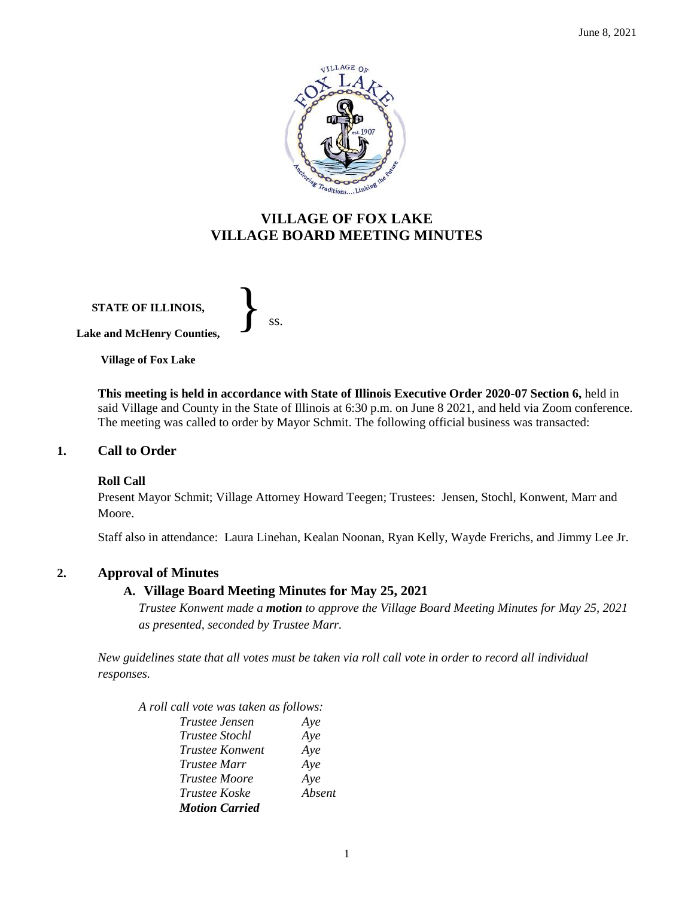# VILLAGE OF FOX LAKE
# VILLAGE BOARD MEETING MINUTES

**STATE OF ILLINOIS,**

**Lake and McHenry Counties,** } ss.

**Village of Fox Lake**

**This meeting is held in accordance with State of Illinois Executive Order 2020-07 Section 6,** held in said Village and County in the State of Illinois at 6:30 p.m. on June 8 2021, and held via Zoom conference. The meeting was called to order by Mayor Schmit. The following official business was transacted:

## 1. Call to Order

### Roll Call

Present Mayor Schmit; Village Attorney Howard Teegen; Trustees: Jensen, Stochl, Konwent, Marr and Moore.

Staff also in attendance: Laura Linehan, Kealan Noonan, Ryan Kelly, Wayde Frerichs, and Jimmy Lee Jr.

## 2. Approval of Minutes

### A. Village Board Meeting Minutes for May 25, 2021

*Trustee Konwent made a **motion** to approve the Village Board Meeting Minutes for May 25, 2021 as presented, seconded by Trustee Marr.*

*New guidelines state that all votes must be taken via roll call vote in order to record all individual responses.*

*A roll call vote was taken as follows:*

| | |
|---|---|
| *Trustee Jensen* | *Aye* |
| *Trustee Stochl* | *Aye* |
| *Trustee Konwent* | *Aye* |
| *Trustee Marr* | *Aye* |
| *Trustee Moore* | *Aye* |
| *Trustee Koske* | *Absent* |

***Motion Carried***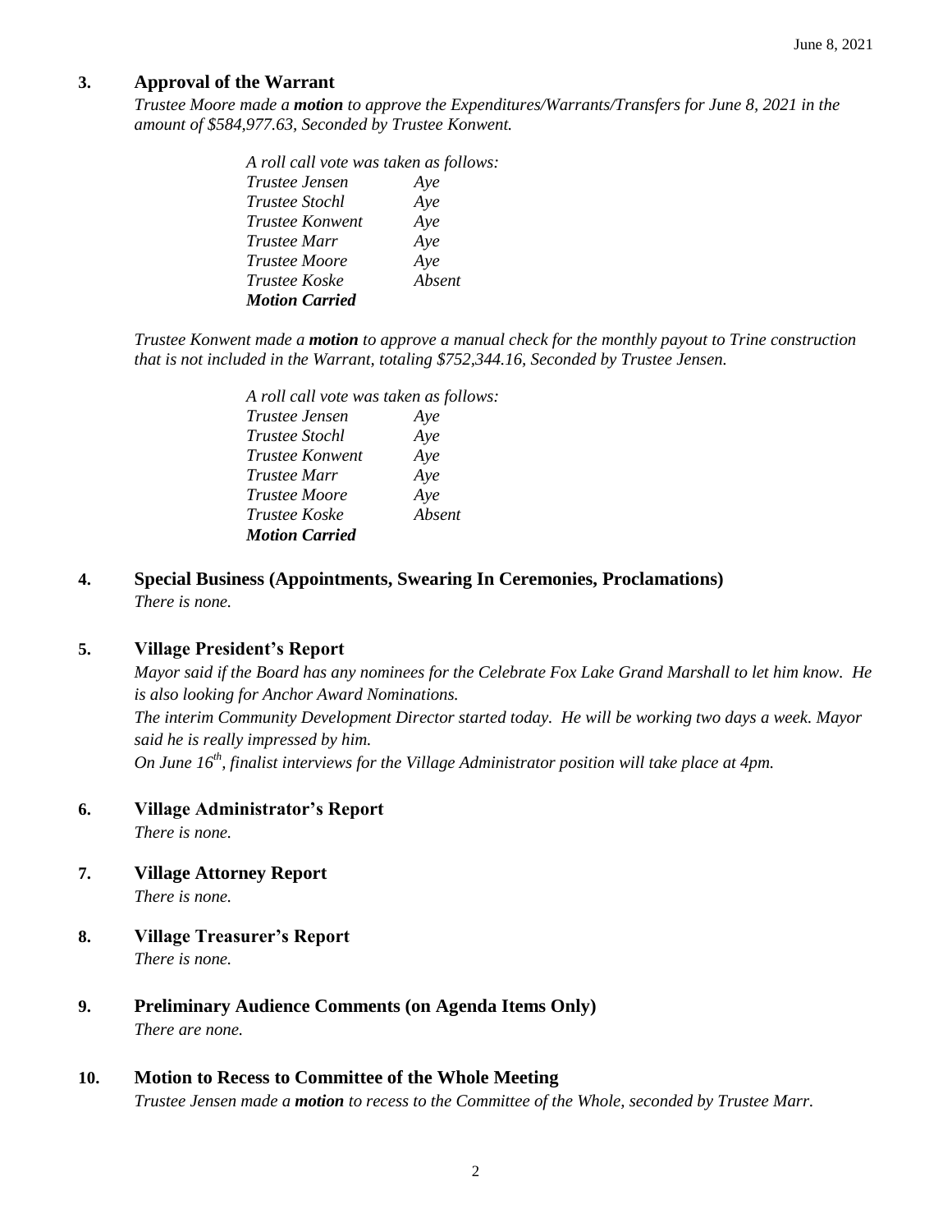### 3. Approval of the Warrant

*Trustee Moore made a **motion** to approve the Expenditures/Warrants/Transfers for June 8, 2021 in the amount of $584,977.63, Seconded by Trustee Konwent.*

*A roll call vote was taken as follows:*

| | |
|---|---|
| *Trustee Jensen* | *Aye* |
| *Trustee Stochl* | *Aye* |
| *Trustee Konwent* | *Aye* |
| *Trustee Marr* | *Aye* |
| *Trustee Moore* | *Aye* |
| *Trustee Koske* | *Absent* |

***Motion Carried***

*Trustee Konwent made a **motion** to approve a manual check for the monthly payout to Trine construction that is not included in the Warrant, totaling $752,344.16, Seconded by Trustee Jensen.*

*A roll call vote was taken as follows:*

| | |
|---|---|
| *Trustee Jensen* | *Aye* |
| *Trustee Stochl* | *Aye* |
| *Trustee Konwent* | *Aye* |
| *Trustee Marr* | *Aye* |
| *Trustee Moore* | *Aye* |
| *Trustee Koske* | *Absent* |

***Motion Carried***

### 4. Special Business (Appointments, Swearing In Ceremonies, Proclamations)

*There is none.*

### 5. Village President's Report

*Mayor said if the Board has any nominees for the Celebrate Fox Lake Grand Marshall to let him know. He is also looking for Anchor Award Nominations.*

*The interim Community Development Director started today. He will be working two days a week. Mayor said he is really impressed by him.*

*On June 16th, finalist interviews for the Village Administrator position will take place at 4pm.*

### 6. Village Administrator's Report

*There is none.*

### 7. Village Attorney Report

*There is none.*

### 8. Village Treasurer's Report

*There is none.*

### 9. Preliminary Audience Comments (on Agenda Items Only)

*There are none.*

### 10. Motion to Recess to Committee of the Whole Meeting

*Trustee Jensen made a **motion** to recess to the Committee of the Whole, seconded by Trustee Marr.*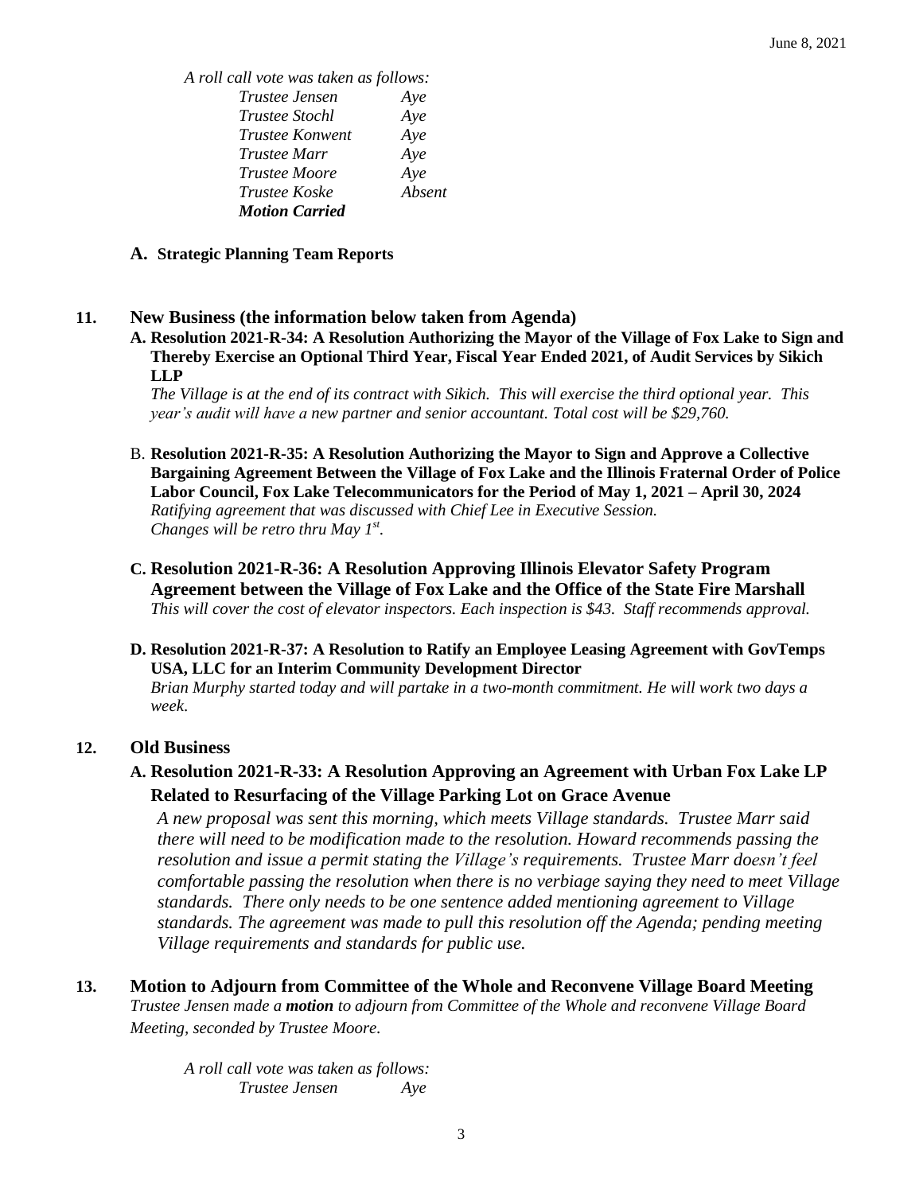*A roll call vote was taken as follows:*

| | |
|---|---|
| *Trustee Jensen* | *Aye* |
| *Trustee Stochl* | *Aye* |
| *Trustee Konwent* | *Aye* |
| *Trustee Marr* | *Aye* |
| *Trustee Moore* | *Aye* |
| *Trustee Koske* | *Absent* |

***Motion Carried***

**A. Strategic Planning Team Reports**

## 11. New Business (the information below taken from Agenda)

**A. Resolution 2021-R-34: A Resolution Authorizing the Mayor of the Village of Fox Lake to Sign and Thereby Exercise an Optional Third Year, Fiscal Year Ended 2021, of Audit Services by Sikich LLP**

*The Village is at the end of its contract with Sikich. This will exercise the third optional year. This year's audit will have a new partner and senior accountant. Total cost will be $29,760.*

B. **Resolution 2021-R-35: A Resolution Authorizing the Mayor to Sign and Approve a Collective Bargaining Agreement Between the Village of Fox Lake and the Illinois Fraternal Order of Police Labor Council, Fox Lake Telecommunicators for the Period of May 1, 2021 – April 30, 2024**

*Ratifying agreement that was discussed with Chief Lee in Executive Session.*
*Changes will be retro thru May 1st.*

**C. Resolution 2021-R-36: A Resolution Approving Illinois Elevator Safety Program Agreement between the Village of Fox Lake and the Office of the State Fire Marshall**

*This will cover the cost of elevator inspectors. Each inspection is $43. Staff recommends approval.*

**D. Resolution 2021-R-37: A Resolution to Ratify an Employee Leasing Agreement with GovTemps USA, LLC for an Interim Community Development Director**

*Brian Murphy started today and will partake in a two-month commitment. He will work two days a week.*

## 12. Old Business

**A. Resolution 2021-R-33: A Resolution Approving an Agreement with Urban Fox Lake LP Related to Resurfacing of the Village Parking Lot on Grace Avenue**

*A new proposal was sent this morning, which meets Village standards. Trustee Marr said there will need to be modification made to the resolution. Howard recommends passing the resolution and issue a permit stating the Village's requirements. Trustee Marr doesn't feel comfortable passing the resolution when there is no verbiage saying they need to meet Village standards. There only needs to be one sentence added mentioning agreement to Village standards. The agreement was made to pull this resolution off the Agenda; pending meeting Village requirements and standards for public use.*

## 13. Motion to Adjourn from Committee of the Whole and Reconvene Village Board Meeting

*Trustee Jensen made a **motion** to adjourn from Committee of the Whole and reconvene Village Board Meeting, seconded by Trustee Moore.*

*A roll call vote was taken as follows:*

| | |
|---|---|
| *Trustee Jensen* | *Aye* |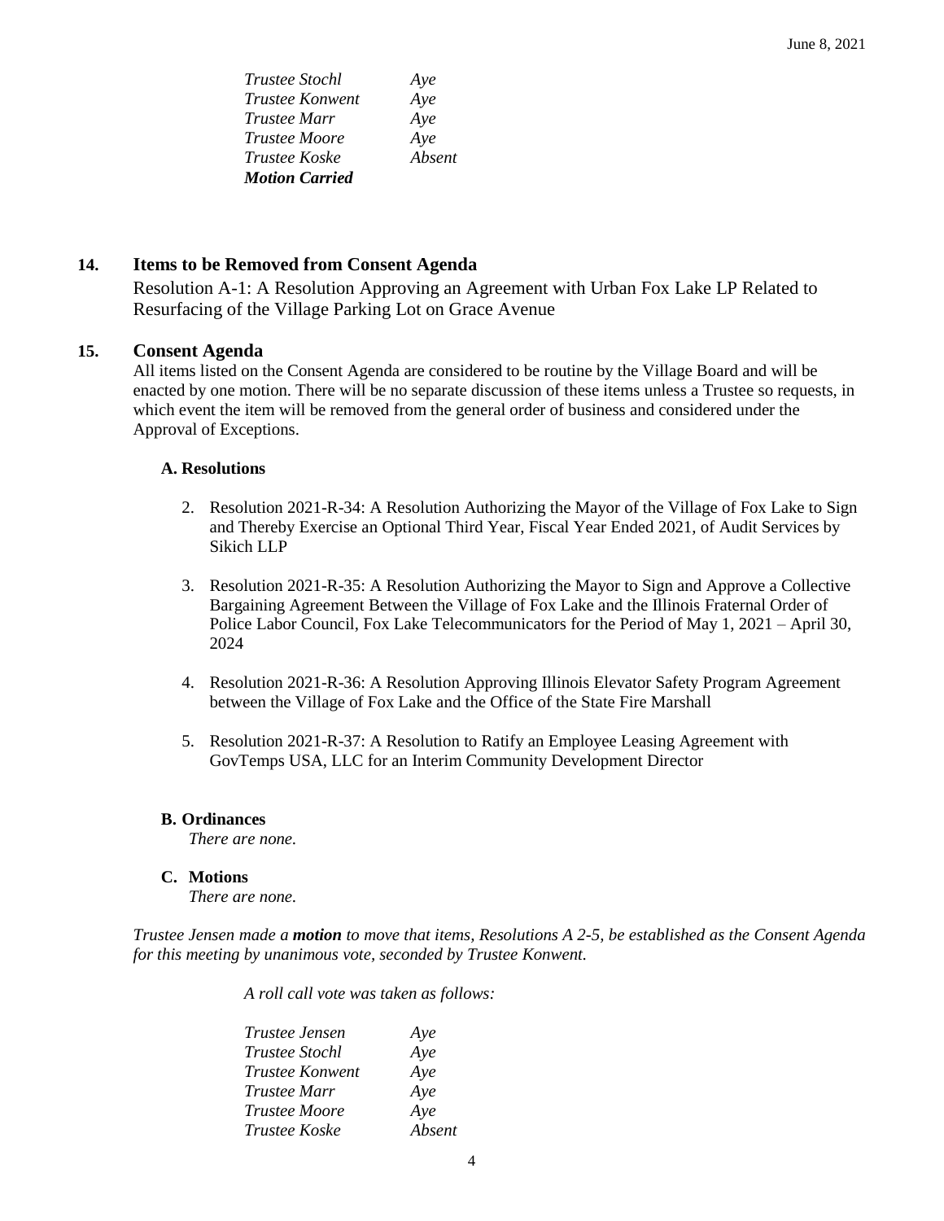*Trustee Stochl* *Aye*
*Trustee Konwent* *Aye*
*Trustee Marr* *Aye*
*Trustee Moore* *Aye*
*Trustee Koske* *Absent*
***Motion Carried***

## 14. Items to be Removed from Consent Agenda

Resolution A-1: A Resolution Approving an Agreement with Urban Fox Lake LP Related to Resurfacing of the Village Parking Lot on Grace Avenue

## 15. Consent Agenda

All items listed on the Consent Agenda are considered to be routine by the Village Board and will be enacted by one motion. There will be no separate discussion of these items unless a Trustee so requests, in which event the item will be removed from the general order of business and considered under the Approval of Exceptions.

### A. Resolutions

2. Resolution 2021-R-34: A Resolution Authorizing the Mayor of the Village of Fox Lake to Sign and Thereby Exercise an Optional Third Year, Fiscal Year Ended 2021, of Audit Services by Sikich LLP

3. Resolution 2021-R-35: A Resolution Authorizing the Mayor to Sign and Approve a Collective Bargaining Agreement Between the Village of Fox Lake and the Illinois Fraternal Order of Police Labor Council, Fox Lake Telecommunicators for the Period of May 1, 2021 – April 30, 2024

4. Resolution 2021-R-36: A Resolution Approving Illinois Elevator Safety Program Agreement between the Village of Fox Lake and the Office of the State Fire Marshall

5. Resolution 2021-R-37: A Resolution to Ratify an Employee Leasing Agreement with GovTemps USA, LLC for an Interim Community Development Director

### B. Ordinances

*There are none.*

### C. Motions

*There are none.*

*Trustee Jensen made a **motion** to move that items, Resolutions A 2-5, be established as the Consent Agenda for this meeting by unanimous vote, seconded by Trustee Konwent.*

*A roll call vote was taken as follows:*

*Trustee Jensen* *Aye*
*Trustee Stochl* *Aye*
*Trustee Konwent* *Aye*
*Trustee Marr* *Aye*
*Trustee Moore* *Aye*
*Trustee Koske* *Absent*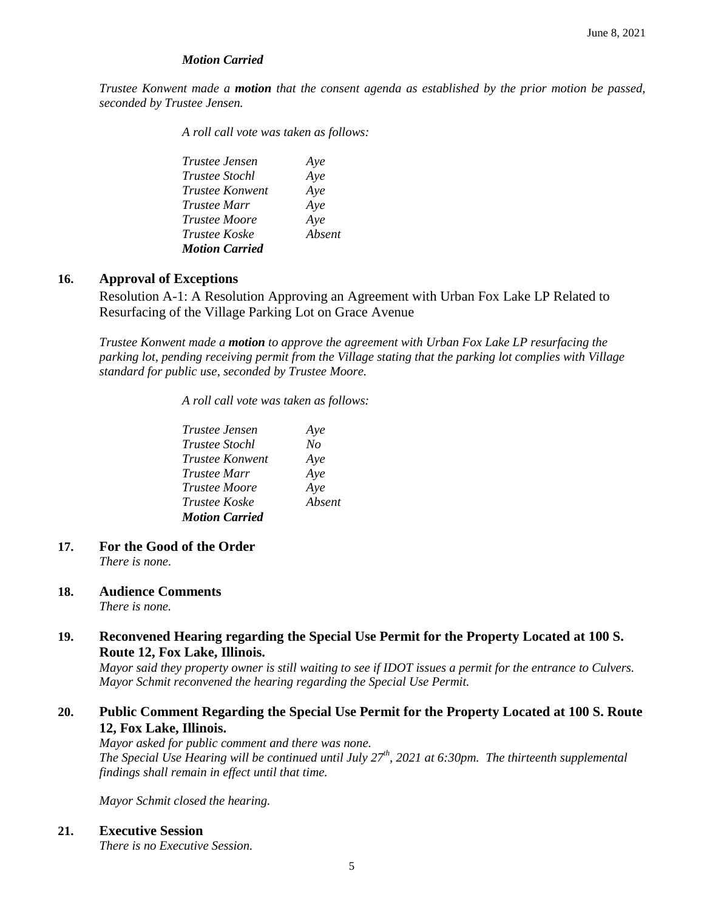***Motion Carried***

*Trustee Konwent made a **motion** that the consent agenda as established by the prior motion be passed, seconded by Trustee Jensen.*

*A roll call vote was taken as follows:*

| | |
|---|---|
| *Trustee Jensen* | *Aye* |
| *Trustee Stochl* | *Aye* |
| *Trustee Konwent* | *Aye* |
| *Trustee Marr* | *Aye* |
| *Trustee Moore* | *Aye* |
| *Trustee Koske* | *Absent* |
| ***Motion Carried*** | |

## 16. Approval of Exceptions

Resolution A-1: A Resolution Approving an Agreement with Urban Fox Lake LP Related to Resurfacing of the Village Parking Lot on Grace Avenue

*Trustee Konwent made a **motion** to approve the agreement with Urban Fox Lake LP resurfacing the parking lot, pending receiving permit from the Village stating that the parking lot complies with Village standard for public use, seconded by Trustee Moore.*

*A roll call vote was taken as follows:*

| | |
|---|---|
| *Trustee Jensen* | *Aye* |
| *Trustee Stochl* | *No* |
| *Trustee Konwent* | *Aye* |
| *Trustee Marr* | *Aye* |
| *Trustee Moore* | *Aye* |
| *Trustee Koske* | *Absent* |
| ***Motion Carried*** | |

## 17. For the Good of the Order

*There is none.*

## 18. Audience Comments

*There is none.*

## 19. Reconvened Hearing regarding the Special Use Permit for the Property Located at 100 S. Route 12, Fox Lake, Illinois.

*Mayor said they property owner is still waiting to see if IDOT issues a permit for the entrance to Culvers. Mayor Schmit reconvened the hearing regarding the Special Use Permit.*

## 20. Public Comment Regarding the Special Use Permit for the Property Located at 100 S. Route 12, Fox Lake, Illinois.

*Mayor asked for public comment and there was none.*
*The Special Use Hearing will be continued until July 27th, 2021 at 6:30pm. The thirteenth supplemental findings shall remain in effect until that time.*

*Mayor Schmit closed the hearing.*

## 21. Executive Session

*There is no Executive Session.*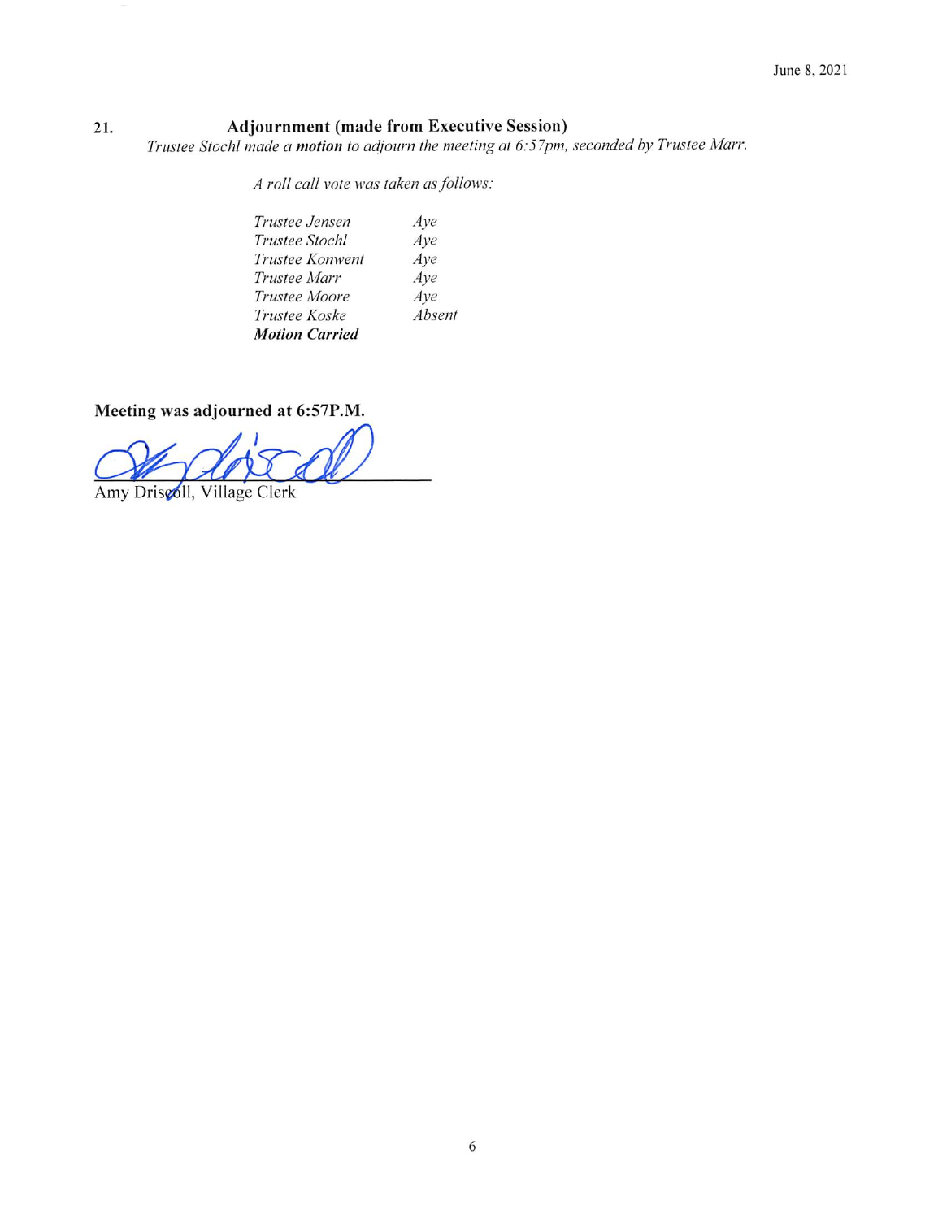## 21. Adjournment (made from Executive Session)

*Trustee Stochl made a **motion** to adjourn the meeting at 6:57pm, seconded by Trustee Marr.*

*A roll call vote was taken as follows:*

| | |
|---|---|
| *Trustee Jensen* | *Aye* |
| *Trustee Stochl* | *Aye* |
| *Trustee Konwent* | *Aye* |
| *Trustee Marr* | *Aye* |
| *Trustee Moore* | *Aye* |
| *Trustee Koske* | *Absent* |
| ***Motion Carried*** | |

**Meeting was adjourned at 6:57P.M.**

Amy Driscoll, Village Clerk